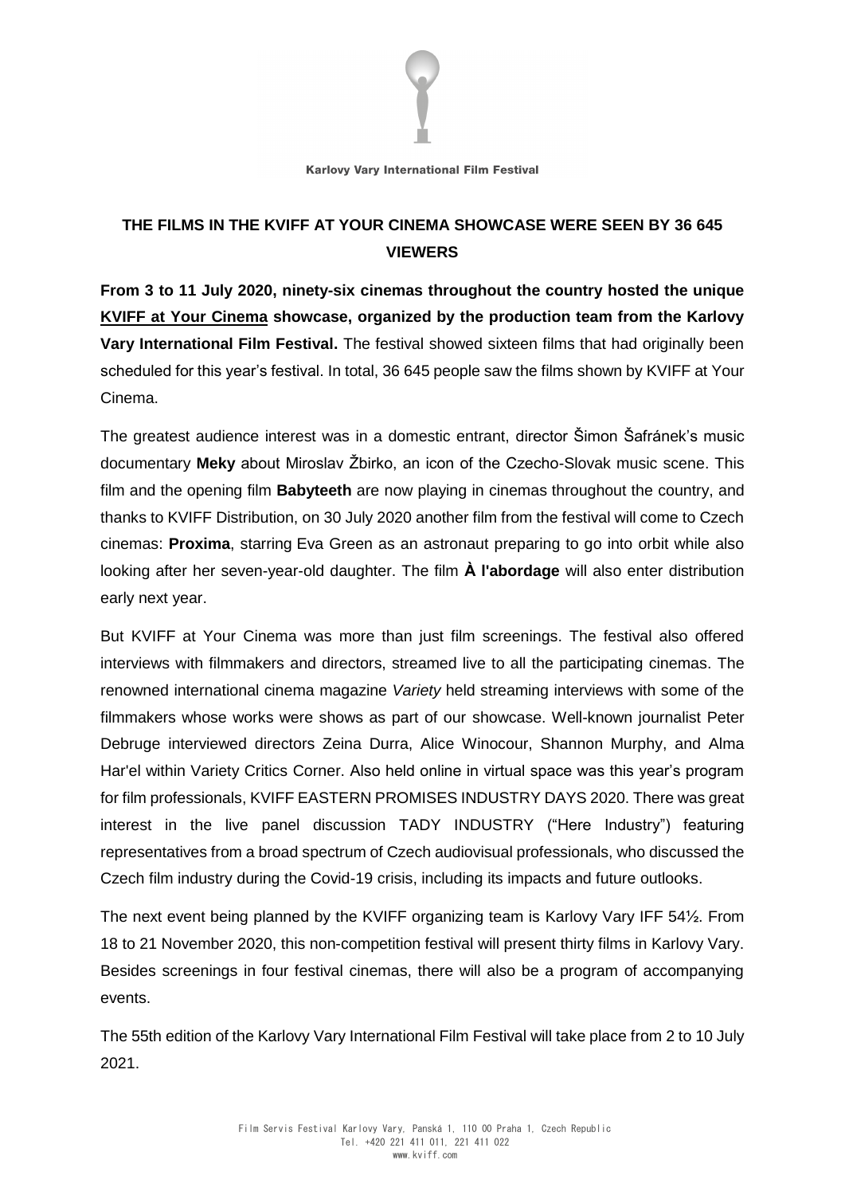Karlovy Vary International Film Festival

## THE FILMS IN THE KVIFF AT YOUR CINEMA SHOWCASE WERE SEEN BY 36 645 VIEWERS

**From 3 to 11 July 2020, ninety-six cinemas throughout the country hosted the unique KVIFF at Your Cinema showcase, organized by the production team from the Karlovy Vary International Film Festival.** The festival showed sixteen films that had originally been scheduled for this year's festival. In total, 36 645 people saw the films shown by KVIFF at Your Cinema.

The greatest audience interest was in a domestic entrant, director Šimon Šafránek's music documentary **Meky** about Miroslav Žbirko, an icon of the Czecho-Slovak music scene. This film and the opening film **Babyteeth** are now playing in cinemas throughout the country, and thanks to KVIFF Distribution, on 30 July 2020 another film from the festival will come to Czech cinemas: **Proxima**, starring Eva Green as an astronaut preparing to go into orbit while also looking after her seven-year-old daughter. The film **À l'abordage** will also enter distribution early next year.

But KVIFF at Your Cinema was more than just film screenings. The festival also offered interviews with filmmakers and directors, streamed live to all the participating cinemas. The renowned international cinema magazine *Variety* held streaming interviews with some of the filmmakers whose works were shows as part of our showcase. Well-known journalist Peter Debruge interviewed directors Zeina Durra, Alice Winocour, Shannon Murphy, and Alma Har'el within Variety Critics Corner. Also held online in virtual space was this year's program for film professionals, KVIFF EASTERN PROMISES INDUSTRY DAYS 2020. There was great interest in the live panel discussion TADY INDUSTRY ("Here Industry") featuring representatives from a broad spectrum of Czech audiovisual professionals, who discussed the Czech film industry during the Covid-19 crisis, including its impacts and future outlooks.

The next event being planned by the KVIFF organizing team is Karlovy Vary IFF 54½. From 18 to 21 November 2020, this non-competition festival will present thirty films in Karlovy Vary. Besides screenings in four festival cinemas, there will also be a program of accompanying events.

The 55th edition of the Karlovy Vary International Film Festival will take place from 2 to 10 July 2021.

Film Servis Festival Karlovy Vary, Panská 1, 110 00 Praha 1, Czech Republic
Tel. +420 221 411 011, 221 411 022
www.kviff.com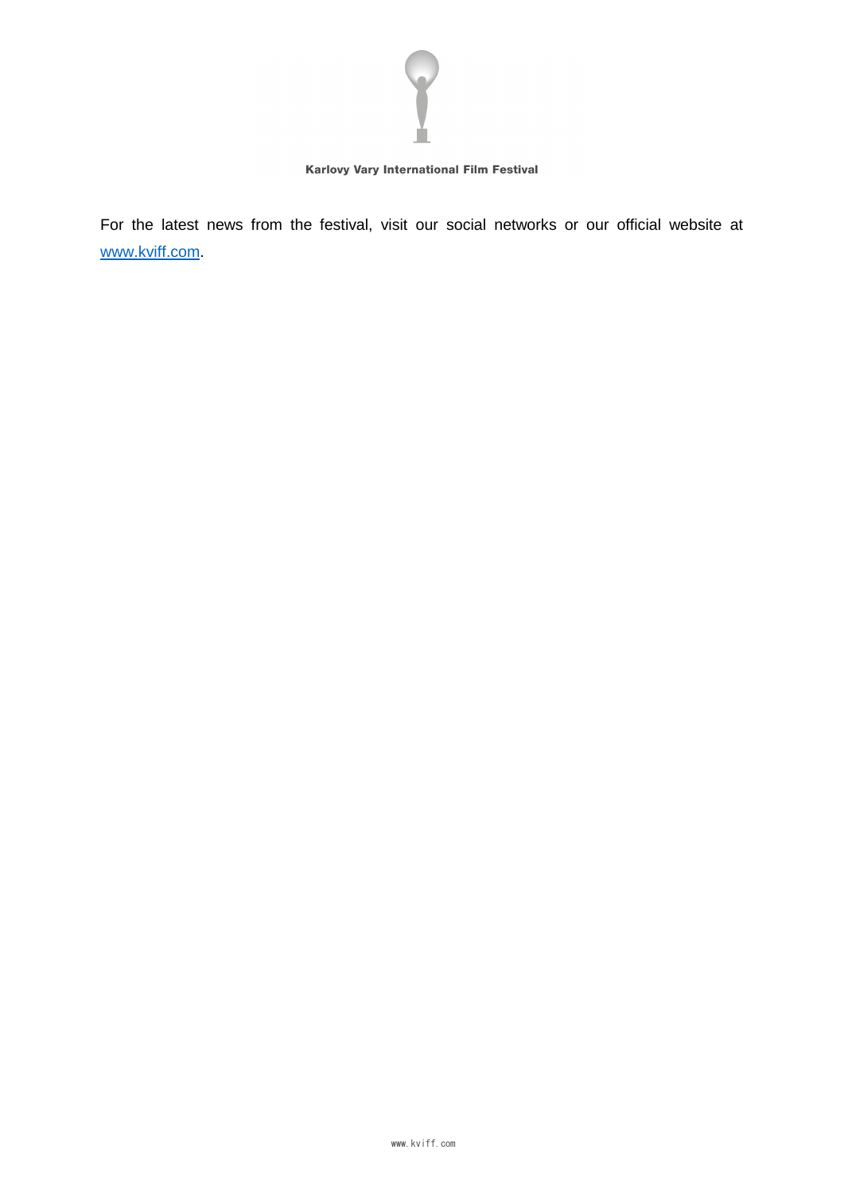For the latest news from the festival, visit our social networks or our official website at [www.kviff.com](http://www.kviff.com).